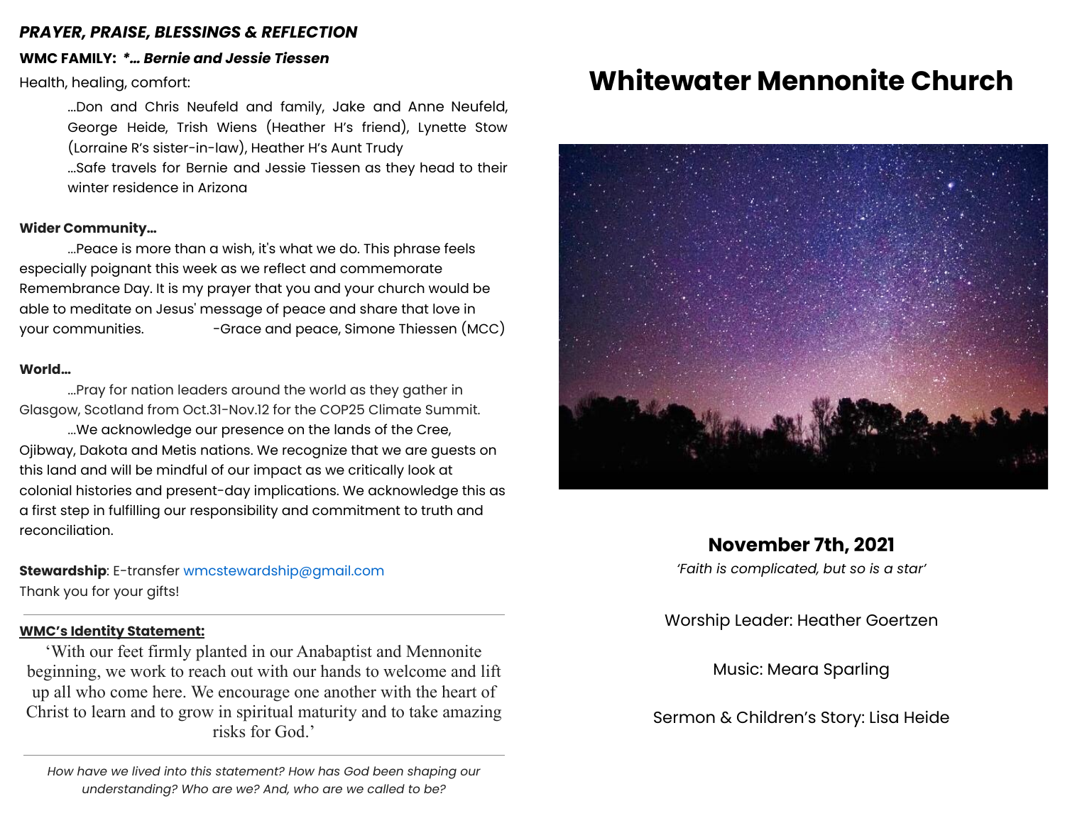***PRAYER, PRAISE, BLESSINGS & REFLECTION***

**WMC FAMILY:** ***\*... Bernie and Jessie Tiessen***

Health, healing, comfort:

...Don and Chris Neufeld and family, Jake and Anne Neufeld, George Heide, Trish Wiens (Heather H's friend), Lynette Stow (Lorraine R's sister-in-law), Heather H's Aunt Trudy

...Safe travels for Bernie and Jessie Tiessen as they head to their winter residence in Arizona

**Wider Community...**

...Peace is more than a wish, it's what we do. This phrase feels especially poignant this week as we reflect and commemorate Remembrance Day. It is my prayer that you and your church would be able to meditate on Jesus' message of peace and share that love in your communities. -Grace and peace, Simone Thiessen (MCC)

**World...**

...Pray for nation leaders around the world as they gather in Glasgow, Scotland from Oct.31-Nov.12 for the COP25 Climate Summit.

...We acknowledge our presence on the lands of the Cree, Ojibway, Dakota and Metis nations. We recognize that we are guests on this land and will be mindful of our impact as we critically look at colonial histories and present-day implications. We acknowledge this as a first step in fulfilling our responsibility and commitment to truth and reconciliation.

**Stewardship**: E-transfer wmcstewardship@gmail.com
Thank you for your gifts!

---

**WMC's Identity Statement:**

'With our feet firmly planted in our Anabaptist and Mennonite beginning, we work to reach out with our hands to welcome and lift up all who come here. We encourage one another with the heart of Christ to learn and to grow in spiritual maturity and to take amazing risks for God.'

---

*How have we lived into this statement? How has God been shaping our understanding? Who are we? And, who are we called to be?*

# Whitewater Mennonite Church

**November 7th, 2021**

*'Faith is complicated, but so is a star'*

Worship Leader: Heather Goertzen

Music: Meara Sparling

Sermon & Children's Story: Lisa Heide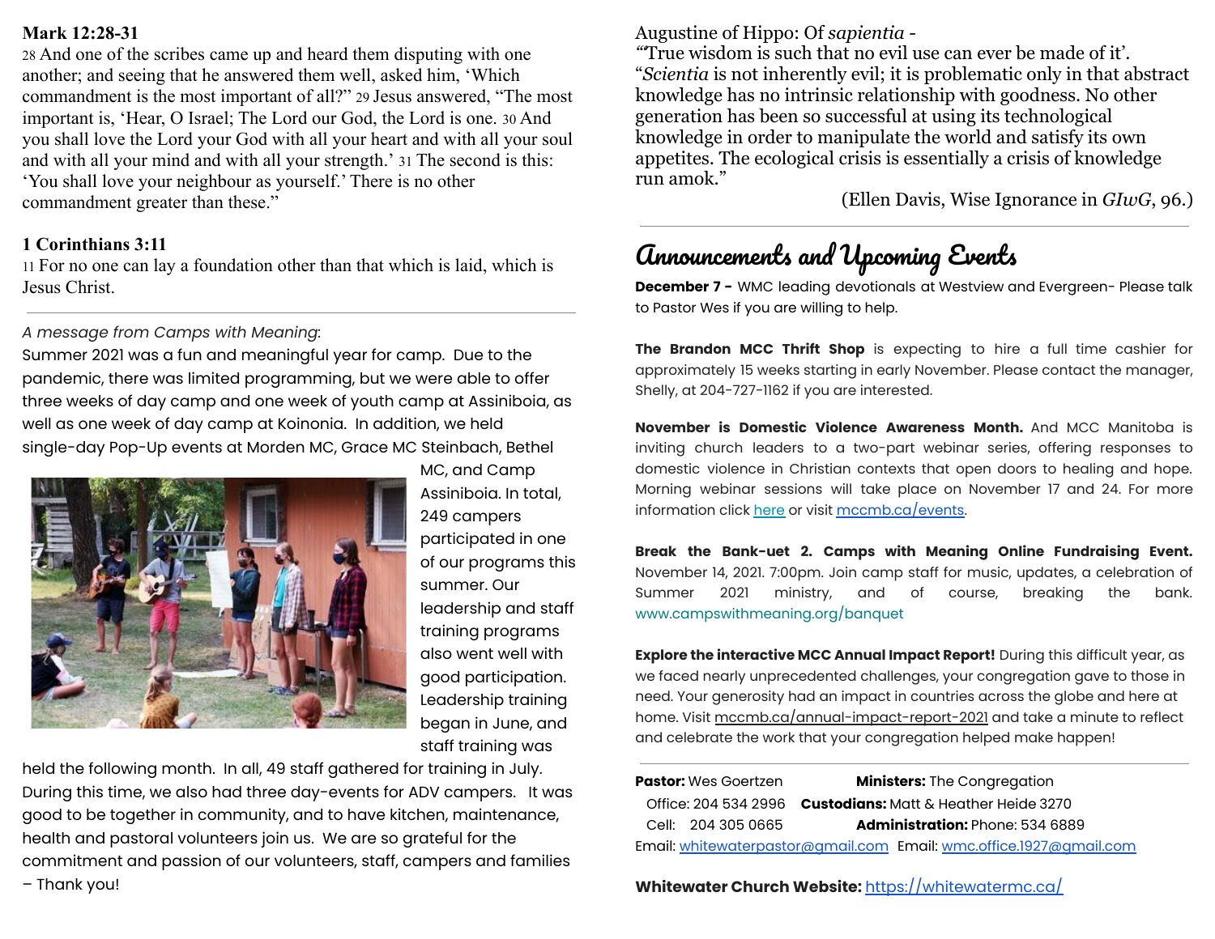**Mark 12:28-31**

28 And one of the scribes came up and heard them disputing with one another; and seeing that he answered them well, asked him, 'Which commandment is the most important of all?" 29 Jesus answered, "The most important is, 'Hear, O Israel; The Lord our God, the Lord is one. 30 And you shall love the Lord your God with all your heart and with all your soul and with all your mind and with all your strength.' 31 The second is this: 'You shall love your neighbour as yourself.' There is no other commandment greater than these."

**1 Corinthians 3:11**

11 For no one can lay a foundation other than that which is laid, which is Jesus Christ.

---

*A message from Camps with Meaning*:

Summer 2021 was a fun and meaningful year for camp. Due to the pandemic, there was limited programming, but we were able to offer three weeks of day camp and one week of youth camp at Assiniboia, as well as one week of day camp at Koinonia. In addition, we held single-day Pop-Up events at Morden MC, Grace MC Steinbach, Bethel MC, and Camp Assiniboia. In total, 249 campers participated in one of our programs this summer. Our leadership and staff training programs also went well with good participation. Leadership training began in June, and staff training was held the following month. In all, 49 staff gathered for training in July. During this time, we also had three day-events for ADV campers. It was good to be together in community, and to have kitchen, maintenance, health and pastoral volunteers join us. We are so grateful for the commitment and passion of our volunteers, staff, campers and families – Thank you!

Augustine of Hippo: Of *sapientia* -

"True wisdom is such that no evil use can ever be made of it'.

"*Scientia* is not inherently evil; it is problematic only in that abstract knowledge has no intrinsic relationship with goodness. No other generation has been so successful at using its technological knowledge in order to manipulate the world and satisfy its own appetites. The ecological crisis is essentially a crisis of knowledge run amok."

(Ellen Davis, Wise Ignorance in *GIwG*, 96.)

---

## Announcements and Upcoming Events

**December 7 -** WMC leading devotionals at Westview and Evergreen- Please talk to Pastor Wes if you are willing to help.

**The Brandon MCC Thrift Shop** is expecting to hire a full time cashier for approximately 15 weeks starting in early November. Please contact the manager, Shelly, at 204-727-1162 if you are interested.

**November is Domestic Violence Awareness Month.** And MCC Manitoba is inviting church leaders to a two-part webinar series, offering responses to domestic violence in Christian contexts that open doors to healing and hope. Morning webinar sessions will take place on November 17 and 24. For more information click here or visit mccmb.ca/events.

**Break the Bank-uet 2. Camps with Meaning Online Fundraising Event.** November 14, 2021. 7:00pm. Join camp staff for music, updates, a celebration of Summer 2021 ministry, and of course, breaking the bank. www.campswithmeaning.org/banquet

**Explore the interactive MCC Annual Impact Report!** During this difficult year, as we faced nearly unprecedented challenges, your congregation gave to those in need. Your generosity had an impact in countries across the globe and here at home. Visit mccmb.ca/annual-impact-report-2021 and take a minute to reflect and celebrate the work that your congregation helped make happen!

---

**Pastor:** Wes Goertzen
Office: 204 534 2996
Cell: 204 305 0665
Email: whitewaterpastor@gmail.com

**Ministers:** The Congregation
**Custodians:** Matt & Heather Heide 3270
**Administration:** Phone: 534 6889
Email: wmc.office.1927@gmail.com

**Whitewater Church Website:** https://whitewatermc.ca/